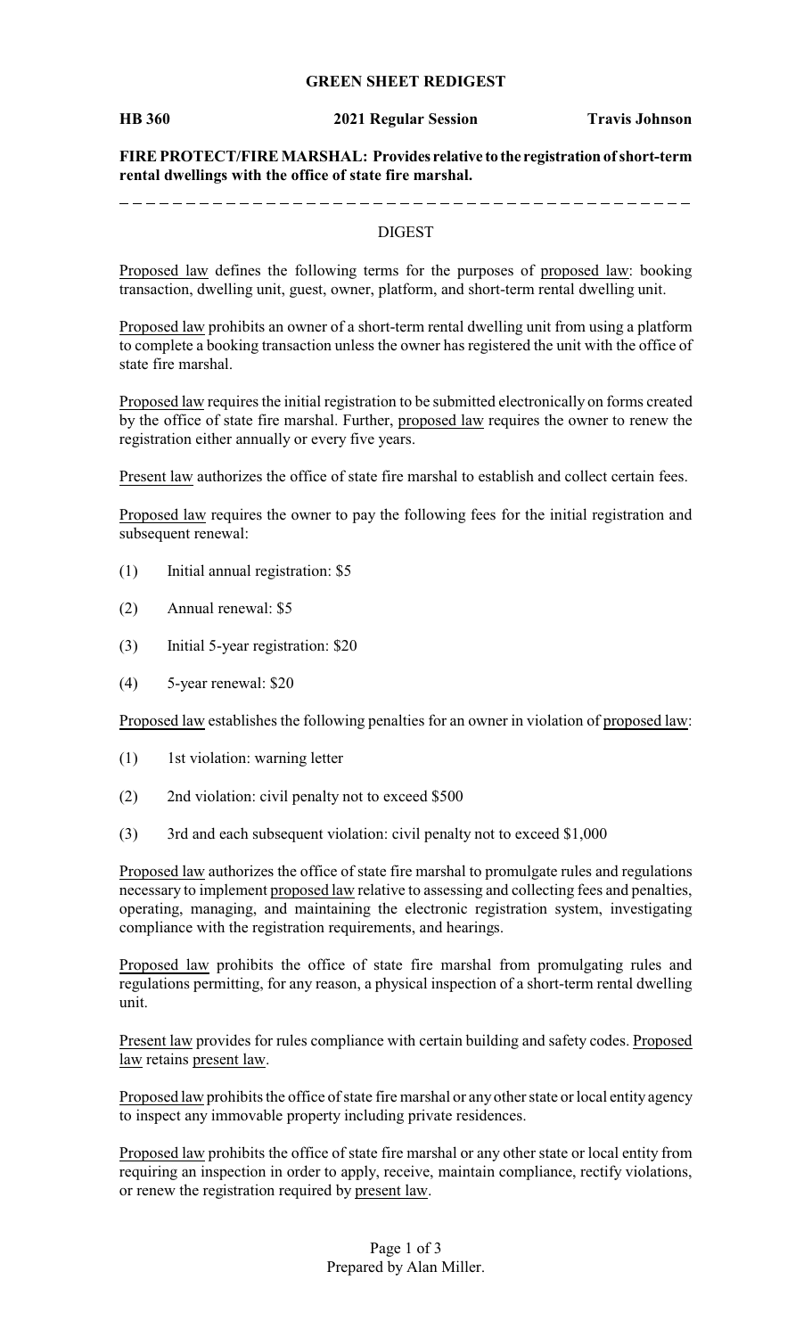**GREEN SHEET REDIGEST**

**HB 360** **2021 Regular Session** **Travis Johnson**

**FIRE PROTECT/FIRE MARSHAL: Provides relative to the registration of short-term rental dwellings with the office of state fire marshal.**

---

DIGEST

Proposed law defines the following terms for the purposes of proposed law: booking transaction, dwelling unit, guest, owner, platform, and short-term rental dwelling unit.

Proposed law prohibits an owner of a short-term rental dwelling unit from using a platform to complete a booking transaction unless the owner has registered the unit with the office of state fire marshal.

Proposed law requires the initial registration to be submitted electronically on forms created by the office of state fire marshal. Further, proposed law requires the owner to renew the registration either annually or every five years.

Present law authorizes the office of state fire marshal to establish and collect certain fees.

Proposed law requires the owner to pay the following fees for the initial registration and subsequent renewal:

(1) Initial annual registration: $5

(2) Annual renewal: $5

(3) Initial 5-year registration: $20

(4) 5-year renewal: $20

Proposed law establishes the following penalties for an owner in violation of proposed law:

(1) 1st violation: warning letter

(2) 2nd violation: civil penalty not to exceed $500

(3) 3rd and each subsequent violation: civil penalty not to exceed $1,000

Proposed law authorizes the office of state fire marshal to promulgate rules and regulations necessary to implement proposed law relative to assessing and collecting fees and penalties, operating, managing, and maintaining the electronic registration system, investigating compliance with the registration requirements, and hearings.

Proposed law prohibits the office of state fire marshal from promulgating rules and regulations permitting, for any reason, a physical inspection of a short-term rental dwelling unit.

Present law provides for rules compliance with certain building and safety codes. Proposed law retains present law.

Proposed law prohibits the office of state fire marshal or any other state or local entity agency to inspect any immovable property including private residences.

Proposed law prohibits the office of state fire marshal or any other state or local entity from requiring an inspection in order to apply, receive, maintain compliance, rectify violations, or renew the registration required by present law.

Prepared by Alan Miller.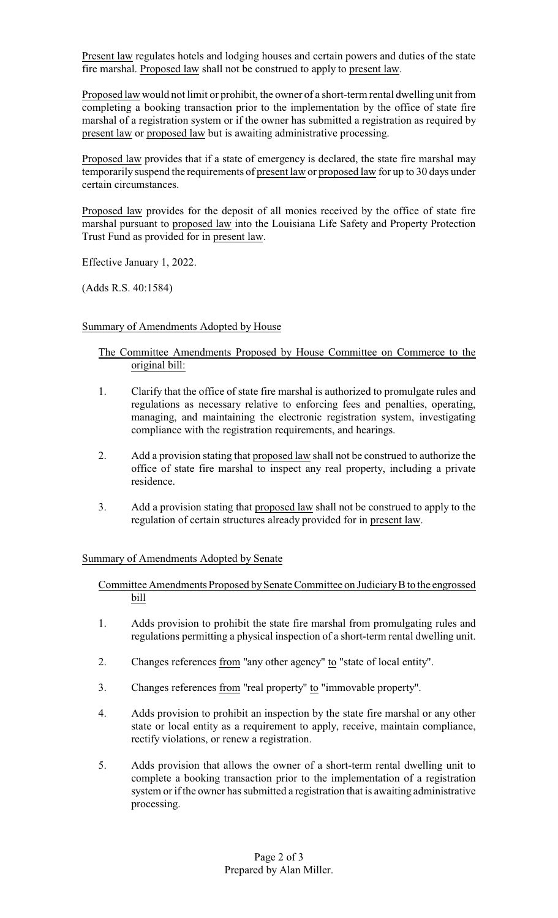Present law regulates hotels and lodging houses and certain powers and duties of the state fire marshal. Proposed law shall not be construed to apply to present law.

Proposed law would not limit or prohibit, the owner of a short-term rental dwelling unit from completing a booking transaction prior to the implementation by the office of state fire marshal of a registration system or if the owner has submitted a registration as required by present law or proposed law but is awaiting administrative processing.

Proposed law provides that if a state of emergency is declared, the state fire marshal may temporarily suspend the requirements of present law or proposed law for up to 30 days under certain circumstances.

Proposed law provides for the deposit of all monies received by the office of state fire marshal pursuant to proposed law into the Louisiana Life Safety and Property Protection Trust Fund as provided for in present law.

Effective January 1, 2022.

(Adds R.S. 40:1584)

## Summary of Amendments Adopted by House

### The Committee Amendments Proposed by House Committee on Commerce to the original bill:

1. Clarify that the office of state fire marshal is authorized to promulgate rules and regulations as necessary relative to enforcing fees and penalties, operating, managing, and maintaining the electronic registration system, investigating compliance with the registration requirements, and hearings.

2. Add a provision stating that proposed law shall not be construed to authorize the office of state fire marshal to inspect any real property, including a private residence.

3. Add a provision stating that proposed law shall not be construed to apply to the regulation of certain structures already provided for in present law.

## Summary of Amendments Adopted by Senate

### Committee Amendments Proposed by Senate Committee on Judiciary B to the engrossed bill

1. Adds provision to prohibit the state fire marshal from promulgating rules and regulations permitting a physical inspection of a short-term rental dwelling unit.

2. Changes references from "any other agency" to "state of local entity".

3. Changes references from "real property" to "immovable property".

4. Adds provision to prohibit an inspection by the state fire marshal or any other state or local entity as a requirement to apply, receive, maintain compliance, rectify violations, or renew a registration.

5. Adds provision that allows the owner of a short-term rental dwelling unit to complete a booking transaction prior to the implementation of a registration system or if the owner has submitted a registration that is awaiting administrative processing.

Prepared by Alan Miller.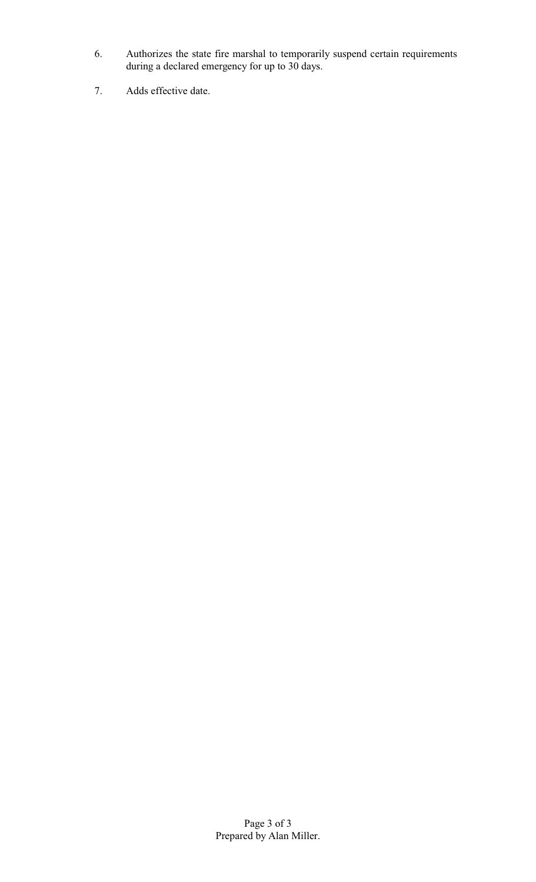6. Authorizes the state fire marshal to temporarily suspend certain requirements during a declared emergency for up to 30 days.

7. Adds effective date.

Prepared by Alan Miller.